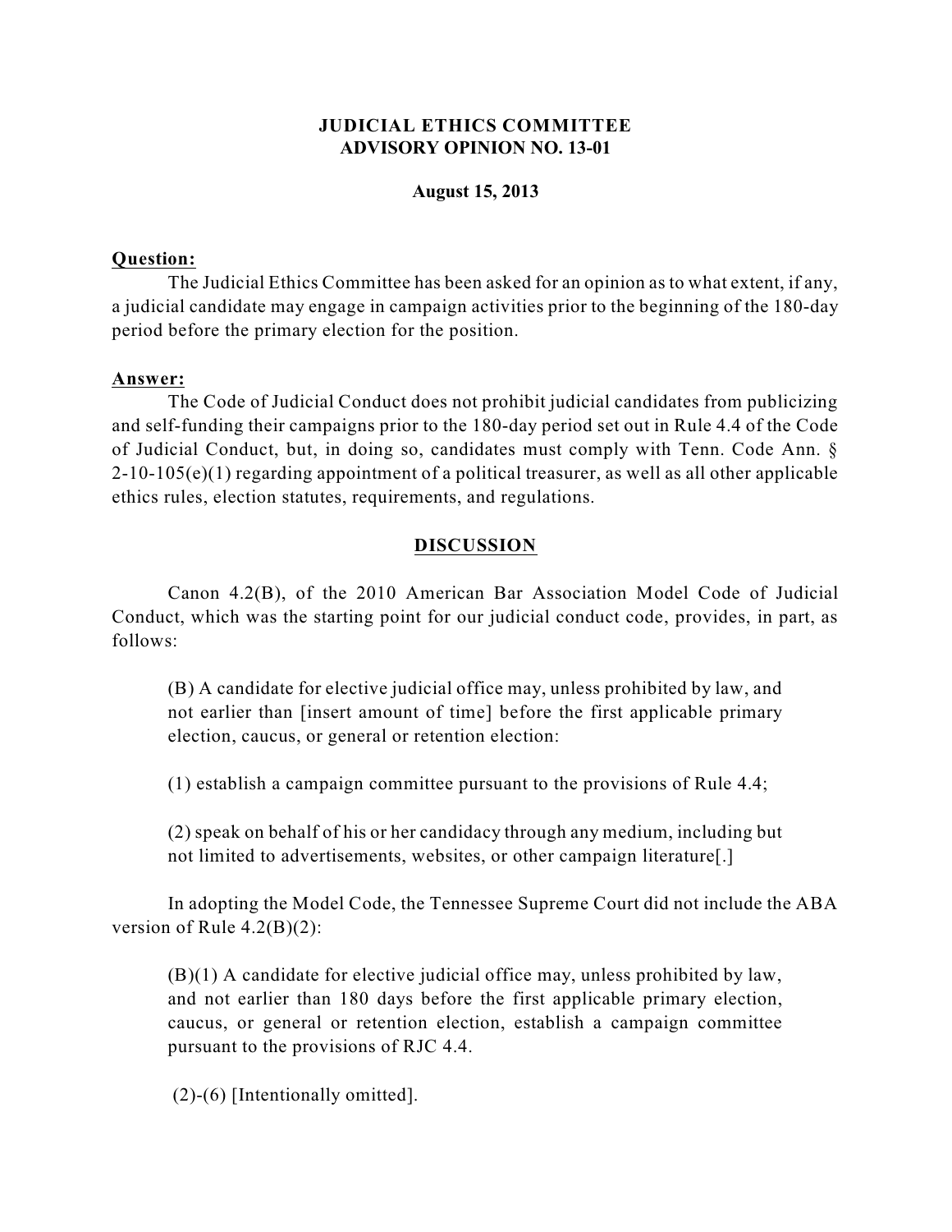**JUDICIAL ETHICS COMMITTEE**
**ADVISORY OPINION NO. 13-01**

**August 15, 2013**

**Question:**

The Judicial Ethics Committee has been asked for an opinion as to what extent, if any, a judicial candidate may engage in campaign activities prior to the beginning of the 180-day period before the primary election for the position.

**Answer:**

The Code of Judicial Conduct does not prohibit judicial candidates from publicizing and self-funding their campaigns prior to the 180-day period set out in Rule 4.4 of the Code of Judicial Conduct, but, in doing so, candidates must comply with Tenn. Code Ann. § 2-10-105(e)(1) regarding appointment of a political treasurer, as well as all other applicable ethics rules, election statutes, requirements, and regulations.

## DISCUSSION

Canon 4.2(B), of the 2010 American Bar Association Model Code of Judicial Conduct, which was the starting point for our judicial conduct code, provides, in part, as follows:

> (B) A candidate for elective judicial office may, unless prohibited by law, and not earlier than [insert amount of time] before the first applicable primary election, caucus, or general or retention election:
>
> (1) establish a campaign committee pursuant to the provisions of Rule 4.4;
>
> (2) speak on behalf of his or her candidacy through any medium, including but not limited to advertisements, websites, or other campaign literature[.]

In adopting the Model Code, the Tennessee Supreme Court did not include the ABA version of Rule 4.2(B)(2):

> (B)(1) A candidate for elective judicial office may, unless prohibited by law, and not earlier than 180 days before the first applicable primary election, caucus, or general or retention election, establish a campaign committee pursuant to the provisions of RJC 4.4.
>
> (2)-(6) [Intentionally omitted].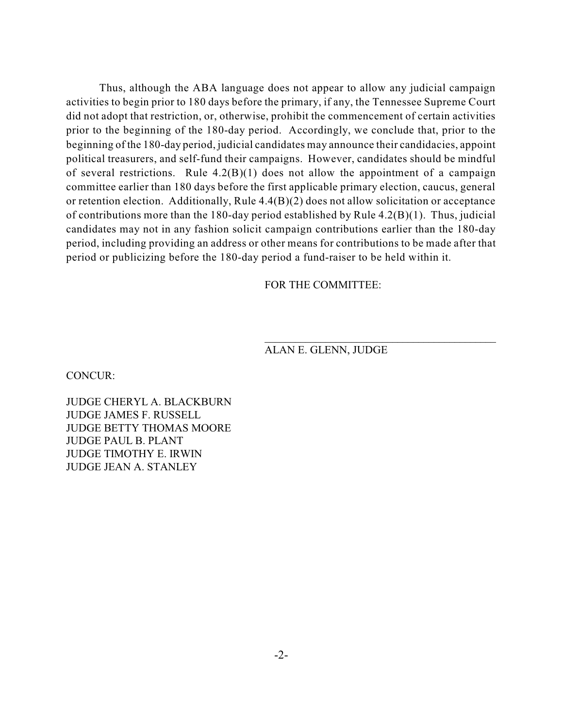Thus, although the ABA language does not appear to allow any judicial campaign activities to begin prior to 180 days before the primary, if any, the Tennessee Supreme Court did not adopt that restriction, or, otherwise, prohibit the commencement of certain activities prior to the beginning of the 180-day period. Accordingly, we conclude that, prior to the beginning of the 180-day period, judicial candidates may announce their candidacies, appoint political treasurers, and self-fund their campaigns. However, candidates should be mindful of several restrictions. Rule 4.2(B)(1) does not allow the appointment of a campaign committee earlier than 180 days before the first applicable primary election, caucus, general or retention election. Additionally, Rule 4.4(B)(2) does not allow solicitation or acceptance of contributions more than the 180-day period established by Rule 4.2(B)(1). Thus, judicial candidates may not in any fashion solicit campaign contributions earlier than the 180-day period, including providing an address or other means for contributions to be made after that period or publicizing before the 180-day period a fund-raiser to be held within it.

FOR THE COMMITTEE:

\_\_\_\_\_\_\_\_\_\_\_\_\_\_\_\_\_\_\_\_\_\_\_\_\_\_\_\_\_\_\_\_\_\_\_\_\_\_\_\_

ALAN E. GLENN, JUDGE

CONCUR:

JUDGE CHERYL A. BLACKBURN
JUDGE JAMES F. RUSSELL
JUDGE BETTY THOMAS MOORE
JUDGE PAUL B. PLANT
JUDGE TIMOTHY E. IRWIN
JUDGE JEAN A. STANLEY